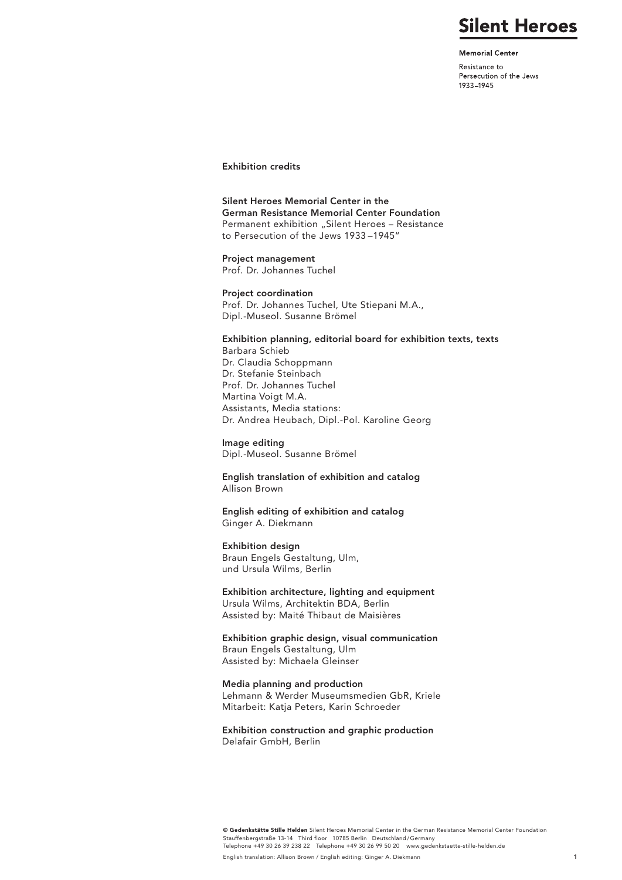# Silent Heroes

**Memorial Center**

Resistance to
Persecution of the Jews
1933–1945

## Exhibition credits

**Silent Heroes Memorial Center in the**
**German Resistance Memorial Center Foundation**
Permanent exhibition „Silent Heroes – Resistance to Persecution of the Jews 1933 –1945"

**Project management**
Prof. Dr. Johannes Tuchel

**Project coordination**
Prof. Dr. Johannes Tuchel, Ute Stiepani M.A.,
Dipl.-Museol. Susanne Brömel

**Exhibition planning, editorial board for exhibition texts, texts**
Barbara Schieb
Dr. Claudia Schoppmann
Dr. Stefanie Steinbach
Prof. Dr. Johannes Tuchel
Martina Voigt M.A.
Assistants, Media stations:
Dr. Andrea Heubach, Dipl.-Pol. Karoline Georg

**Image editing**
Dipl.-Museol. Susanne Brömel

**English translation of exhibition and catalog**
Allison Brown

**English editing of exhibition and catalog**
Ginger A. Diekmann

**Exhibition design**
Braun Engels Gestaltung, Ulm,
und Ursula Wilms, Berlin

**Exhibition architecture, lighting and equipment**
Ursula Wilms, Architektin BDA, Berlin
Assisted by: Maité Thibaut de Maisières

**Exhibition graphic design, visual communication**
Braun Engels Gestaltung, Ulm
Assisted by: Michaela Gleinser

**Media planning and production**
Lehmann & Werder Museumsmedien GbR, Kriele
Mitarbeit: Katja Peters, Karin Schroeder

**Exhibition construction and graphic production**
Delafair GmbH, Berlin

**© Gedenkstätte Stille Helden** Silent Heroes Memorial Center in the German Resistance Memorial Center Foundation
Stauffenbergstraße 13-14 Third floor 10785 Berlin Deutschland / Germany
Telephone +49 30 26 39 238 22 Telephone +49 30 26 99 50 20 www.gedenkstaette-stille-helden.de

English translation: Allison Brown / English editing: Ginger A. Diekmann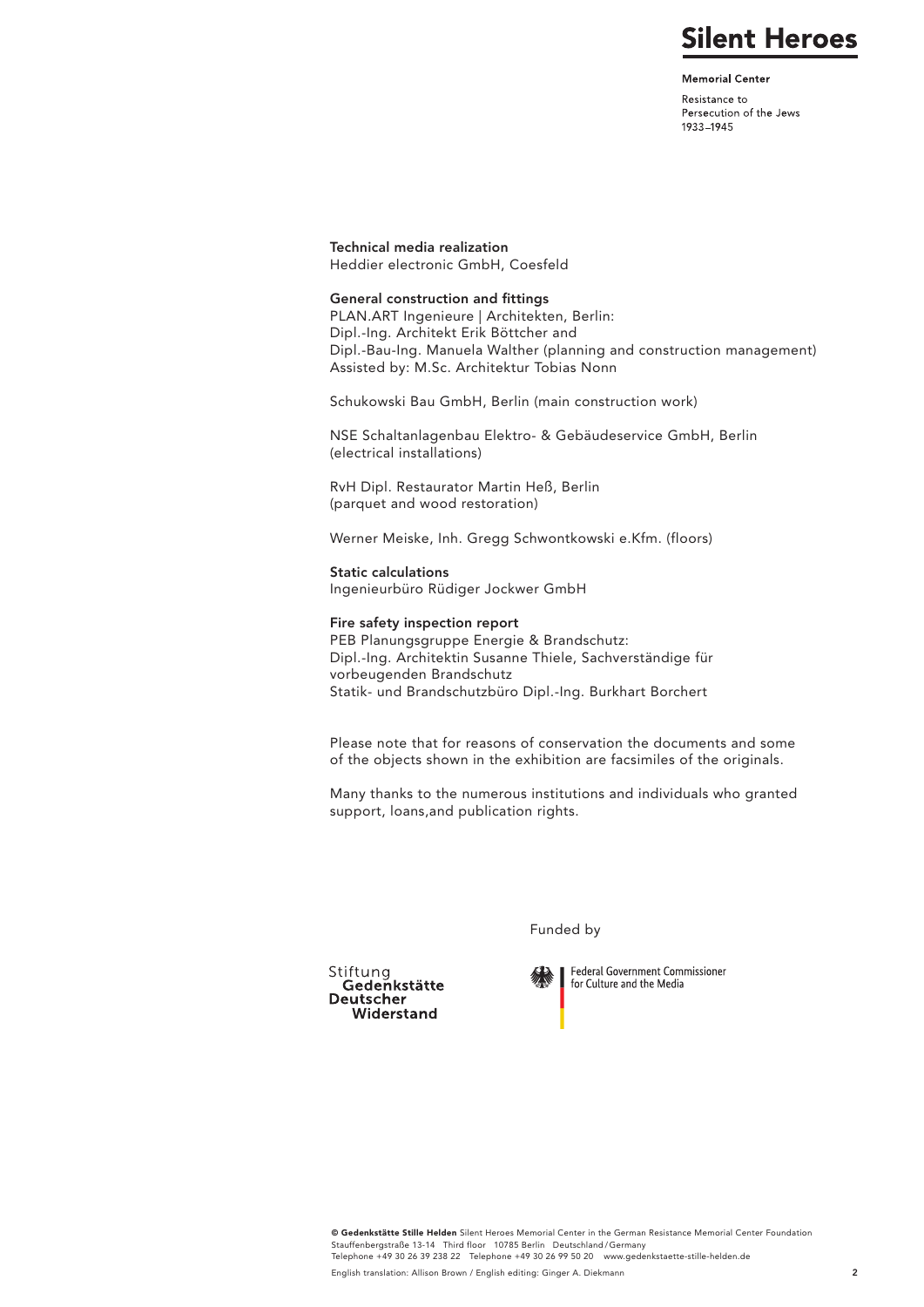# Silent Heroes

**Memorial Center**

Resistance to
Persecution of the Jews
1933–1945

**Technical media realization**
Heddier electronic GmbH, Coesfeld

**General construction and fittings**
PLAN.ART Ingenieure | Architekten, Berlin:
Dipl.-Ing. Architekt Erik Böttcher and
Dipl.-Bau-Ing. Manuela Walther (planning and construction management)
Assisted by: M.Sc. Architektur Tobias Nonn

Schukowski Bau GmbH, Berlin (main construction work)

NSE Schaltanlagenbau Elektro- & Gebäudeservice GmbH, Berlin
(electrical installations)

RvH Dipl. Restaurator Martin Heß, Berlin
(parquet and wood restoration)

Werner Meiske, Inh. Gregg Schwontkowski e.Kfm. (floors)

**Static calculations**
Ingenieurbüro Rüdiger Jockwer GmbH

**Fire safety inspection report**
PEB Planungsgruppe Energie & Brandschutz:
Dipl.-Ing. Architektin Susanne Thiele, Sachverständige für
vorbeugenden Brandschutz
Statik- und Brandschutzbüro Dipl.-Ing. Burkhart Borchert

Please note that for reasons of conservation the documents and some of the objects shown in the exhibition are facsimiles of the originals.

Many thanks to the numerous institutions and individuals who granted support, loans,and publication rights.

Funded by

Stiftung Gedenkstätte Deutscher Widerstand

Federal Government Commissioner for Culture and the Media

**© Gedenkstätte Stille Helden** Silent Heroes Memorial Center in the German Resistance Memorial Center Foundation
Stauffenbergstraße 13-14 Third floor 10785 Berlin Deutschland / Germany
Telephone +49 30 26 39 238 22 Telephone +49 30 26 99 50 20 www.gedenkstaette-stille-helden.de

English translation: Allison Brown / English editing: Ginger A. Diekmann